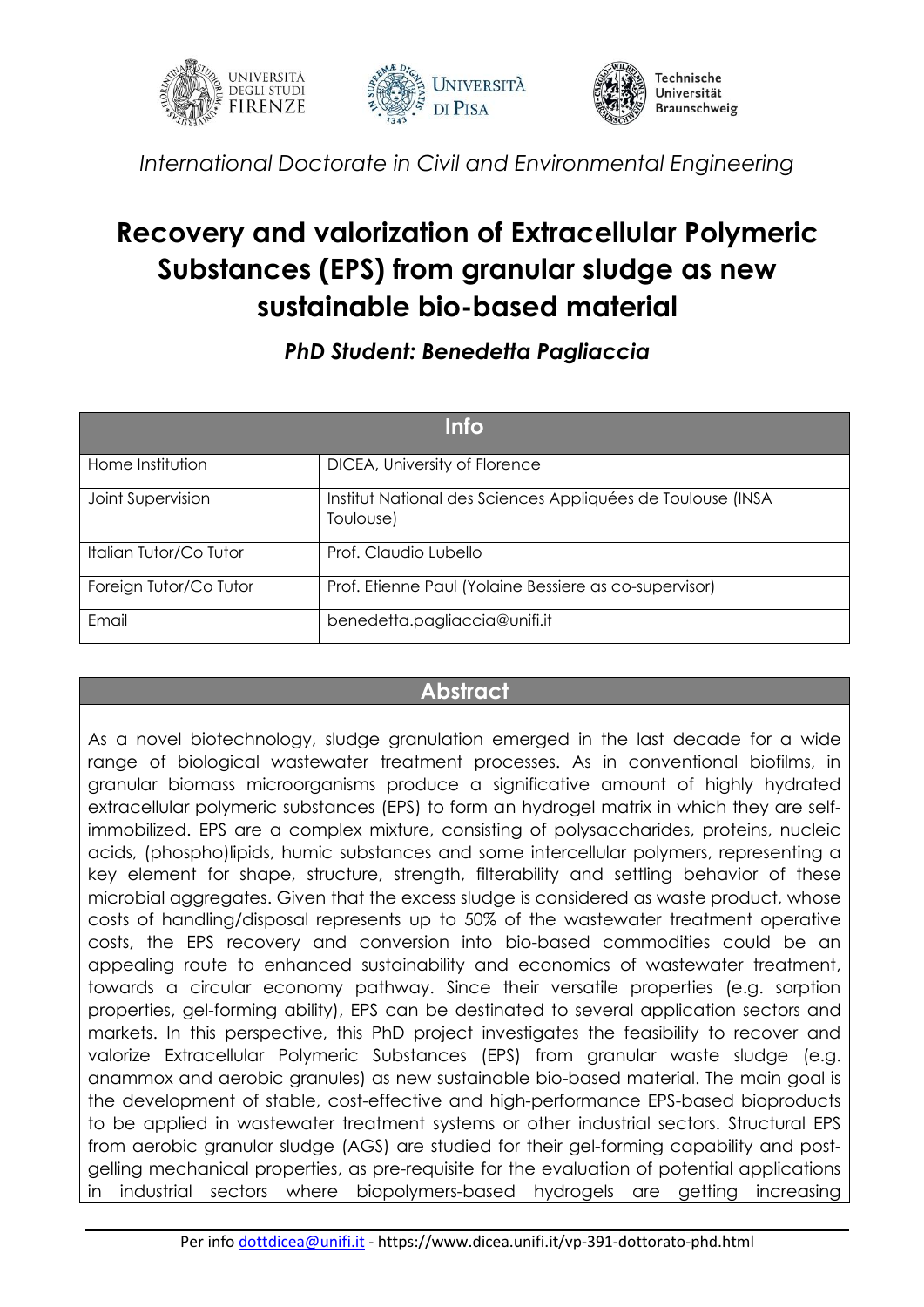*International Doctorate in Civil and Environmental Engineering*

# Recovery and valorization of Extracellular Polymeric Substances (EPS) from granular sludge as new sustainable bio-based material

***PhD Student: Benedetta Pagliaccia***

| Info | |
|---|---|
| Home Institution | DICEA, University of Florence |
| Joint Supervision | Institut National des Sciences Appliquées de Toulouse (INSA Toulouse) |
| Italian Tutor/Co Tutor | Prof. Claudio Lubello |
| Foreign Tutor/Co Tutor | Prof. Etienne Paul (Yolaine Bessiere as co-supervisor) |
| Email | benedetta.pagliaccia@unifi.it |

## Abstract

As a novel biotechnology, sludge granulation emerged in the last decade for a wide range of biological wastewater treatment processes. As in conventional biofilms, in granular biomass microorganisms produce a significative amount of highly hydrated extracellular polymeric substances (EPS) to form an hydrogel matrix in which they are self-immobilized. EPS are a complex mixture, consisting of polysaccharides, proteins, nucleic acids, (phospho)lipids, humic substances and some intercellular polymers, representing a key element for shape, structure, strength, filterability and settling behavior of these microbial aggregates. Given that the excess sludge is considered as waste product, whose costs of handling/disposal represents up to 50% of the wastewater treatment operative costs, the EPS recovery and conversion into bio-based commodities could be an appealing route to enhanced sustainability and economics of wastewater treatment, towards a circular economy pathway. Since their versatile properties (e.g. sorption properties, gel-forming ability), EPS can be destinated to several application sectors and markets. In this perspective, this PhD project investigates the feasibility to recover and valorize Extracellular Polymeric Substances (EPS) from granular waste sludge (e.g. anammox and aerobic granules) as new sustainable bio-based material. The main goal is the development of stable, cost-effective and high-performance EPS-based bioproducts to be applied in wastewater treatment systems or other industrial sectors. Structural EPS from aerobic granular sludge (AGS) are studied for their gel-forming capability and post-gelling mechanical properties, as pre-requisite for the evaluation of potential applications in industrial sectors where biopolymers-based hydrogels are getting increasing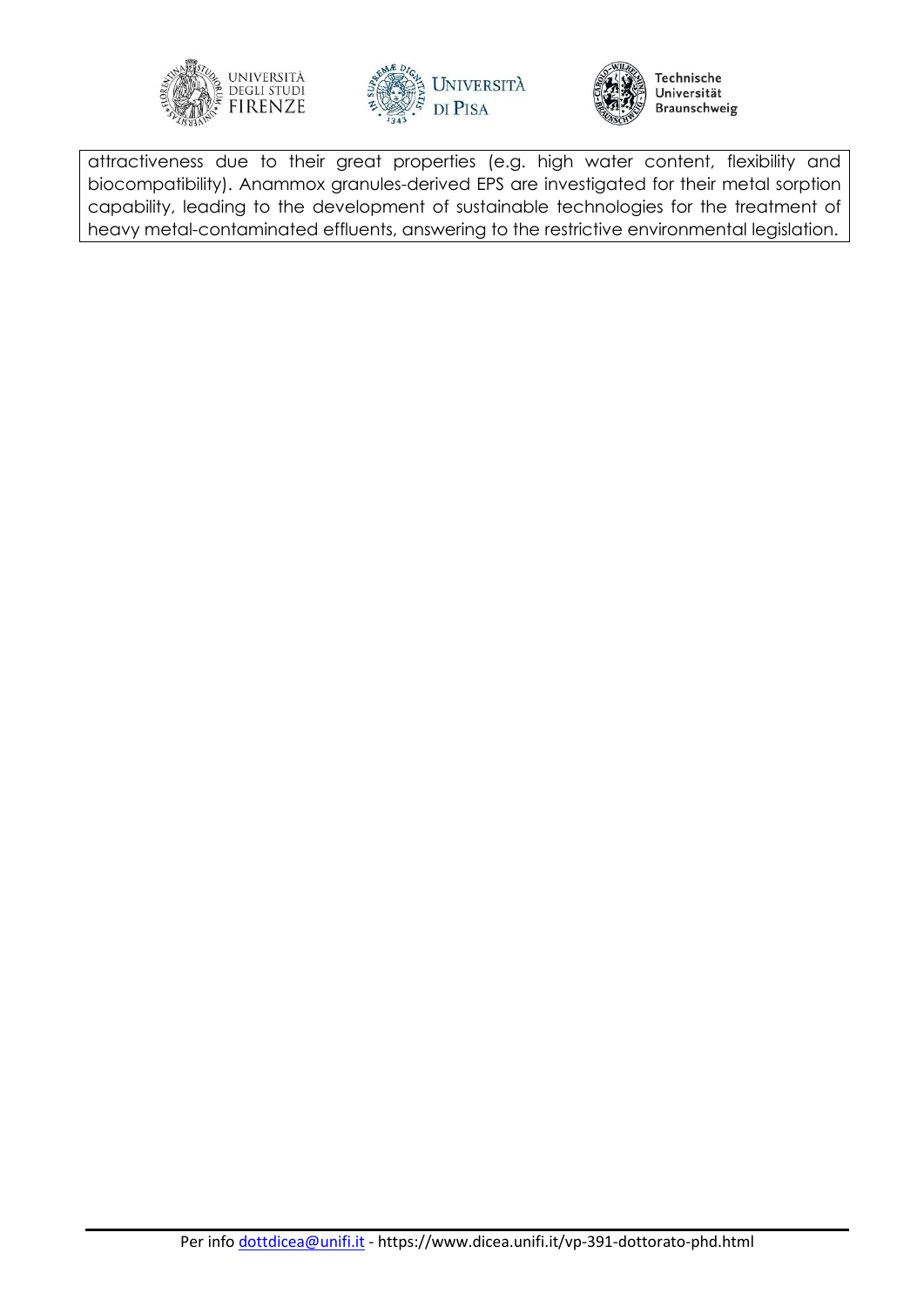attractiveness due to their great properties (e.g. high water content, flexibility and biocompatibility). Anammox granules-derived EPS are investigated for their metal sorption capability, leading to the development of sustainable technologies for the treatment of heavy metal-contaminated effluents, answering to the restrictive environmental legislation.